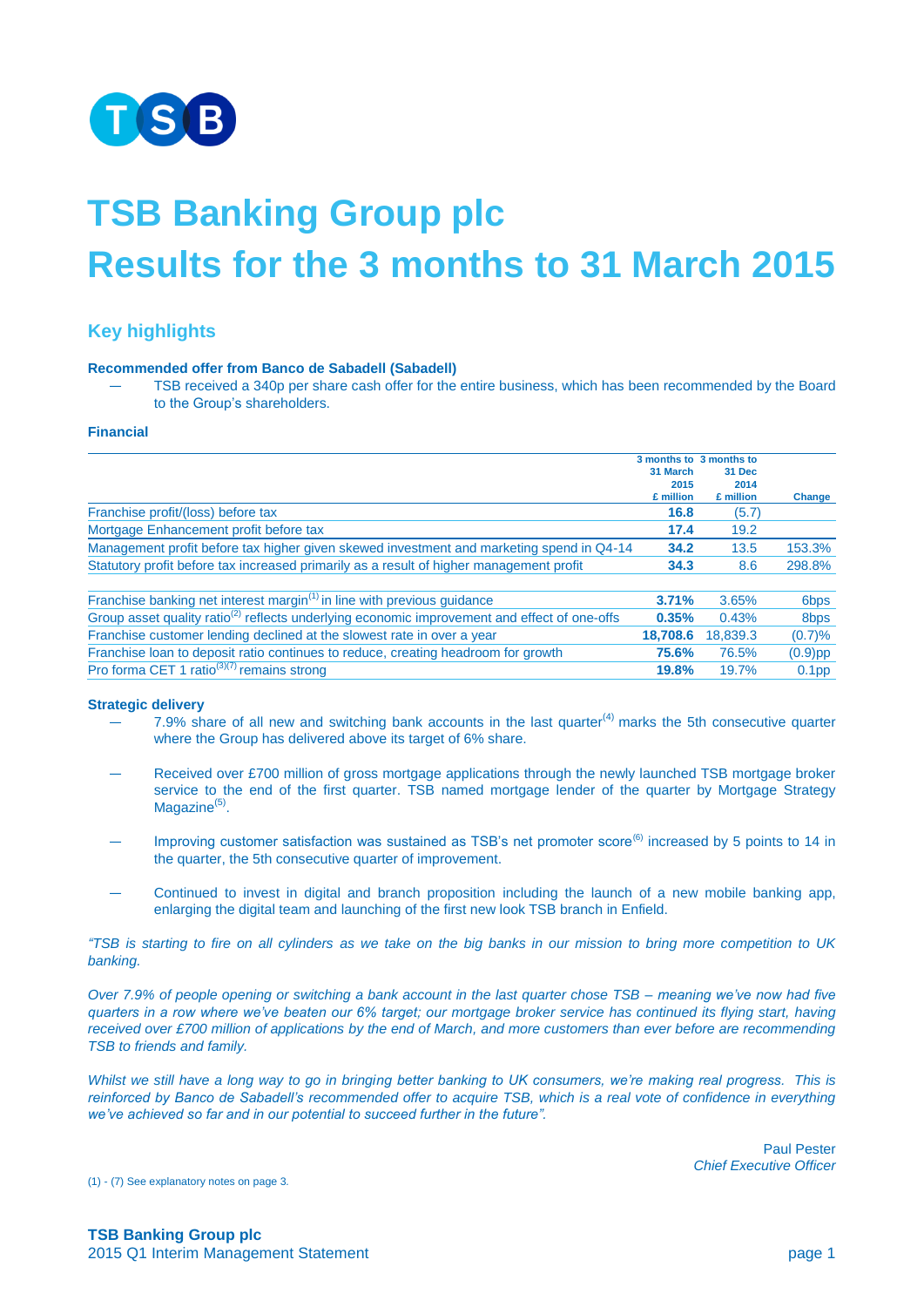TSB

# TSB Banking Group plc
# Results for the 3 months to 31 March 2015

## Key highlights

**Recommended offer from Banco de Sabadell (Sabadell)**

— TSB received a 340p per share cash offer for the entire business, which has been recommended by the Board to the Group's shareholders.

**Financial**

| | 3 months to 31 March 2015 £ million | 3 months to 31 Dec 2014 £ million | Change |
|---|---|---|---|
| Franchise profit/(loss) before tax | **16.8** | (5.7) | |
| Mortgage Enhancement profit before tax | **17.4** | 19.2 | |
| Management profit before tax higher given skewed investment and marketing spend in Q4-14 | **34.2** | 13.5 | 153.3% |
| Statutory profit before tax increased primarily as a result of higher management profit | **34.3** | 8.6 | 298.8% |
| | | | |
| Franchise banking net interest margin[1] in line with previous guidance | **3.71%** | 3.65% | 6bps |
| Group asset quality ratio[2] reflects underlying economic improvement and effect of one-offs | **0.35%** | 0.43% | 8bps |
| Franchise customer lending declined at the slowest rate in over a year | **18,708.6** | 18,839.3 | (0.7)% |
| Franchise loan to deposit ratio continues to reduce, creating headroom for growth | **75.6%** | 76.5% | (0.9)pp |
| Pro forma CET 1 ratio[3][7] remains strong | **19.8%** | 19.7% | 0.1pp |

**Strategic delivery**

— 7.9% share of all new and switching bank accounts in the last quarter[4] marks the 5th consecutive quarter where the Group has delivered above its target of 6% share.

— Received over £700 million of gross mortgage applications through the newly launched TSB mortgage broker service to the end of the first quarter. TSB named mortgage lender of the quarter by Mortgage Strategy Magazine[5].

— Improving customer satisfaction was sustained as TSB's net promoter score[6] increased by 5 points to 14 in the quarter, the 5th consecutive quarter of improvement.

— Continued to invest in digital and branch proposition including the launch of a new mobile banking app, enlarging the digital team and launching of the first new look TSB branch in Enfield.

*"TSB is starting to fire on all cylinders as we take on the big banks in our mission to bring more competition to UK banking.*

*Over 7.9% of people opening or switching a bank account in the last quarter chose TSB – meaning we've now had five quarters in a row where we've beaten our 6% target; our mortgage broker service has continued its flying start, having received over £700 million of applications by the end of March, and more customers than ever before are recommending TSB to friends and family.*

*Whilst we still have a long way to go in bringing better banking to UK consumers, we're making real progress. This is reinforced by Banco de Sabadell's recommended offer to acquire TSB, which is a real vote of confidence in everything we've achieved so far and in our potential to succeed further in the future".*

Paul Pester
*Chief Executive Officer*

(1) - (7) See explanatory notes on page 3.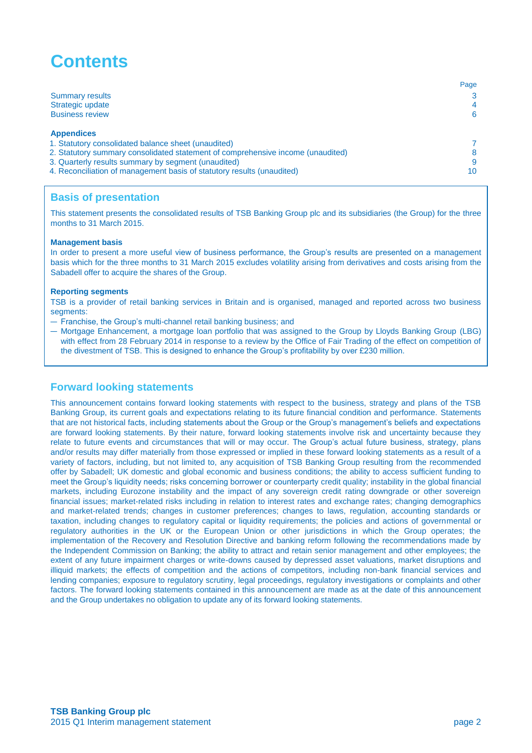# Contents

| | Page |
|---|---|
| Summary results | 3 |
| Strategic update | 4 |
| Business review | 6 |
| | |
| **Appendices** | |
| 1. Statutory consolidated balance sheet (unaudited) | 7 |
| 2. Statutory summary consolidated statement of comprehensive income (unaudited) | 8 |
| 3. Quarterly results summary by segment (unaudited) | 9 |
| 4. Reconciliation of management basis of statutory results (unaudited) | 10 |

## Basis of presentation

This statement presents the consolidated results of TSB Banking Group plc and its subsidiaries (the Group) for the three months to 31 March 2015.

**Management basis**

In order to present a more useful view of business performance, the Group's results are presented on a management basis which for the three months to 31 March 2015 excludes volatility arising from derivatives and costs arising from the Sabadell offer to acquire the shares of the Group.

**Reporting segments**

TSB is a provider of retail banking services in Britain and is organised, managed and reported across two business segments:

- Franchise, the Group's multi-channel retail banking business; and
- Mortgage Enhancement, a mortgage loan portfolio that was assigned to the Group by Lloyds Banking Group (LBG) with effect from 28 February 2014 in response to a review by the Office of Fair Trading of the effect on competition of the divestment of TSB. This is designed to enhance the Group's profitability by over £230 million.

## Forward looking statements

This announcement contains forward looking statements with respect to the business, strategy and plans of the TSB Banking Group, its current goals and expectations relating to its future financial condition and performance. Statements that are not historical facts, including statements about the Group or the Group's management's beliefs and expectations are forward looking statements. By their nature, forward looking statements involve risk and uncertainty because they relate to future events and circumstances that will or may occur. The Group's actual future business, strategy, plans and/or results may differ materially from those expressed or implied in these forward looking statements as a result of a variety of factors, including, but not limited to, any acquisition of TSB Banking Group resulting from the recommended offer by Sabadell; UK domestic and global economic and business conditions; the ability to access sufficient funding to meet the Group's liquidity needs; risks concerning borrower or counterparty credit quality; instability in the global financial markets, including Eurozone instability and the impact of any sovereign credit rating downgrade or other sovereign financial issues; market-related risks including in relation to interest rates and exchange rates; changing demographics and market-related trends; changes in customer preferences; changes to laws, regulation, accounting standards or taxation, including changes to regulatory capital or liquidity requirements; the policies and actions of governmental or regulatory authorities in the UK or the European Union or other jurisdictions in which the Group operates; the implementation of the Recovery and Resolution Directive and banking reform following the recommendations made by the Independent Commission on Banking; the ability to attract and retain senior management and other employees; the extent of any future impairment charges or write-downs caused by depressed asset valuations, market disruptions and illiquid markets; the effects of competition and the actions of competitors, including non-bank financial services and lending companies; exposure to regulatory scrutiny, legal proceedings, regulatory investigations or complaints and other factors. The forward looking statements contained in this announcement are made as at the date of this announcement and the Group undertakes no obligation to update any of its forward looking statements.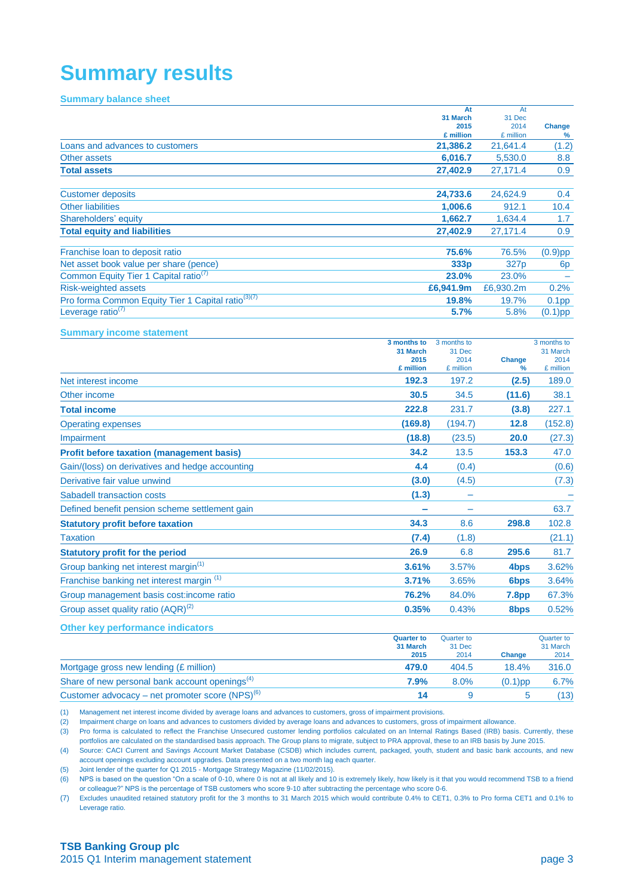# Summary results

## Summary balance sheet

| | At 31 March 2015 £ million | At 31 Dec 2014 £ million | Change % |
|---|---|---|---|
| Loans and advances to customers | **21,386.2** | 21,641.4 | (1.2) |
| Other assets | **6,016.7** | 5,530.0 | 8.8 |
| **Total assets** | **27,402.9** | 27,171.4 | 0.9 |
| | | | |
| Customer deposits | **24,733.6** | 24,624.9 | 0.4 |
| Other liabilities | **1,006.6** | 912.1 | 10.4 |
| Shareholders' equity | **1,662.7** | 1,634.4 | 1.7 |
| **Total equity and liabilities** | **27,402.9** | 27,171.4 | 0.9 |
| | | | |
| Franchise loan to deposit ratio | **75.6%** | 76.5% | (0.9)pp |
| Net asset book value per share (pence) | **333p** | 327p | 6p |
| Common Equity Tier 1 Capital ratio(7) | **23.0%** | 23.0% | – |
| Risk-weighted assets | **£6,941.9m** | £6,930.2m | 0.2% |
| Pro forma Common Equity Tier 1 Capital ratio(3)(7) | **19.8%** | 19.7% | 0.1pp |
| Leverage ratio(7) | **5.7%** | 5.8% | (0.1)pp |

## Summary income statement

| | 3 months to 31 March 2015 £ million | 3 months to 31 Dec 2014 £ million | Change % | 3 months to 31 March 2014 £ million |
|---|---|---|---|---|
| Net interest income | **192.3** | 197.2 | **(2.5)** | 189.0 |
| Other income | **30.5** | 34.5 | **(11.6)** | 38.1 |
| **Total income** | **222.8** | 231.7 | **(3.8)** | 227.1 |
| Operating expenses | **(169.8)** | (194.7) | **12.8** | (152.8) |
| Impairment | **(18.8)** | (23.5) | **20.0** | (27.3) |
| **Profit before taxation (management basis)** | **34.2** | 13.5 | **153.3** | 47.0 |
| Gain/(loss) on derivatives and hedge accounting | **4.4** | (0.4) | | (0.6) |
| Derivative fair value unwind | **(3.0)** | (4.5) | | (7.3) |
| Sabadell transaction costs | **(1.3)** | – | | – |
| Defined benefit pension scheme settlement gain | **–** | – | | 63.7 |
| **Statutory profit before taxation** | **34.3** | 8.6 | **298.8** | 102.8 |
| Taxation | **(7.4)** | (1.8) | | (21.1) |
| **Statutory profit for the period** | **26.9** | 6.8 | **295.6** | 81.7 |
| Group banking net interest margin(1) | **3.61%** | 3.57% | **4bps** | 3.62% |
| Franchise banking net interest margin (1) | **3.71%** | 3.65% | **6bps** | 3.64% |
| Group management basis cost:income ratio | **76.2%** | 84.0% | **7.8pp** | 67.3% |
| Group asset quality ratio (AQR)(2) | **0.35%** | 0.43% | **8bps** | 0.52% |

## Other key performance indicators

| | Quarter to 31 March 2015 | Quarter to 31 Dec 2014 | Change | Quarter to 31 March 2014 |
|---|---|---|---|---|
| Mortgage gross new lending (£ million) | **479.0** | 404.5 | 18.4% | 316.0 |
| Share of new personal bank account openings(4) | **7.9%** | 8.0% | (0.1)pp | 6.7% |
| Customer advocacy – net promoter score (NPS)(6) | **14** | 9 | 5 | (13) |

(1) Management net interest income divided by average loans and advances to customers, gross of impairment provisions.

(2) Impairment charge on loans and advances to customers divided by average loans and advances to customers, gross of impairment allowance.

(3) Pro forma is calculated to reflect the Franchise Unsecured customer lending portfolios calculated on an Internal Ratings Based (IRB) basis. Currently, these portfolios are calculated on the standardised basis approach. The Group plans to migrate, subject to PRA approval, these to an IRB basis by June 2015.

(4) Source: CACI Current and Savings Account Market Database (CSDB) which includes current, packaged, youth, student and basic bank accounts, and new account openings excluding account upgrades. Data presented on a two month lag each quarter.

(5) Joint lender of the quarter for Q1 2015 - Mortgage Strategy Magazine (11/02/2015).

(6) NPS is based on the question "On a scale of 0-10, where 0 is not at all likely and 10 is extremely likely, how likely is it that you would recommend TSB to a friend or colleague?" NPS is the percentage of TSB customers who score 9-10 after subtracting the percentage who score 0-6.

(7) Excludes unaudited retained statutory profit for the 3 months to 31 March 2015 which would contribute 0.4% to CET1, 0.3% to Pro forma CET1 and 0.1% to Leverage ratio.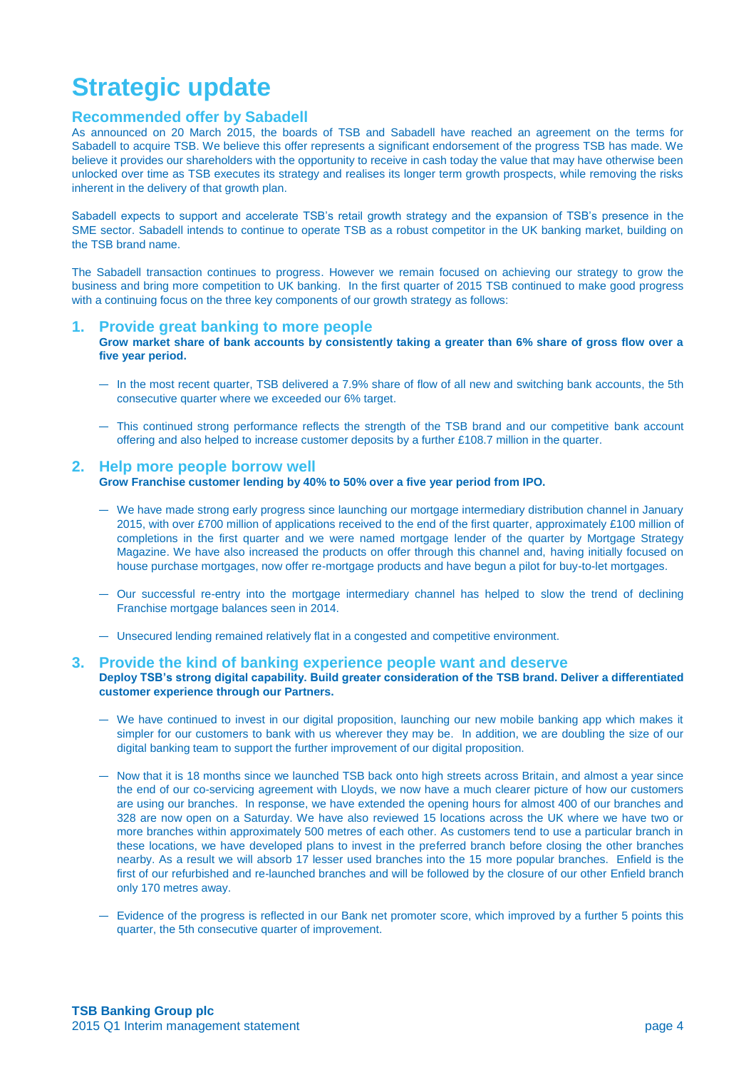# Strategic update

## Recommended offer by Sabadell

As announced on 20 March 2015, the boards of TSB and Sabadell have reached an agreement on the terms for Sabadell to acquire TSB. We believe this offer represents a significant endorsement of the progress TSB has made. We believe it provides our shareholders with the opportunity to receive in cash today the value that may have otherwise been unlocked over time as TSB executes its strategy and realises its longer term growth prospects, while removing the risks inherent in the delivery of that growth plan.

Sabadell expects to support and accelerate TSB's retail growth strategy and the expansion of TSB's presence in the SME sector. Sabadell intends to continue to operate TSB as a robust competitor in the UK banking market, building on the TSB brand name.

The Sabadell transaction continues to progress. However we remain focused on achieving our strategy to grow the business and bring more competition to UK banking. In the first quarter of 2015 TSB continued to make good progress with a continuing focus on the three key components of our growth strategy as follows:

### 1. Provide great banking to more people

**Grow market share of bank accounts by consistently taking a greater than 6% share of gross flow over a five year period.**

- In the most recent quarter, TSB delivered a 7.9% share of flow of all new and switching bank accounts, the 5th consecutive quarter where we exceeded our 6% target.
- This continued strong performance reflects the strength of the TSB brand and our competitive bank account offering and also helped to increase customer deposits by a further £108.7 million in the quarter.

### 2. Help more people borrow well

**Grow Franchise customer lending by 40% to 50% over a five year period from IPO.**

- We have made strong early progress since launching our mortgage intermediary distribution channel in January 2015, with over £700 million of applications received to the end of the first quarter, approximately £100 million of completions in the first quarter and we were named mortgage lender of the quarter by Mortgage Strategy Magazine. We have also increased the products on offer through this channel and, having initially focused on house purchase mortgages, now offer re-mortgage products and have begun a pilot for buy-to-let mortgages.
- Our successful re-entry into the mortgage intermediary channel has helped to slow the trend of declining Franchise mortgage balances seen in 2014.
- Unsecured lending remained relatively flat in a congested and competitive environment.

### 3. Provide the kind of banking experience people want and deserve

**Deploy TSB's strong digital capability. Build greater consideration of the TSB brand. Deliver a differentiated customer experience through our Partners.**

- We have continued to invest in our digital proposition, launching our new mobile banking app which makes it simpler for our customers to bank with us wherever they may be. In addition, we are doubling the size of our digital banking team to support the further improvement of our digital proposition.
- Now that it is 18 months since we launched TSB back onto high streets across Britain, and almost a year since the end of our co-servicing agreement with Lloyds, we now have a much clearer picture of how our customers are using our branches. In response, we have extended the opening hours for almost 400 of our branches and 328 are now open on a Saturday. We have also reviewed 15 locations across the UK where we have two or more branches within approximately 500 metres of each other. As customers tend to use a particular branch in these locations, we have developed plans to invest in the preferred branch before closing the other branches nearby. As a result we will absorb 17 lesser used branches into the 15 more popular branches. Enfield is the first of our refurbished and re-launched branches and will be followed by the closure of our other Enfield branch only 170 metres away.
- Evidence of the progress is reflected in our Bank net promoter score, which improved by a further 5 points this quarter, the 5th consecutive quarter of improvement.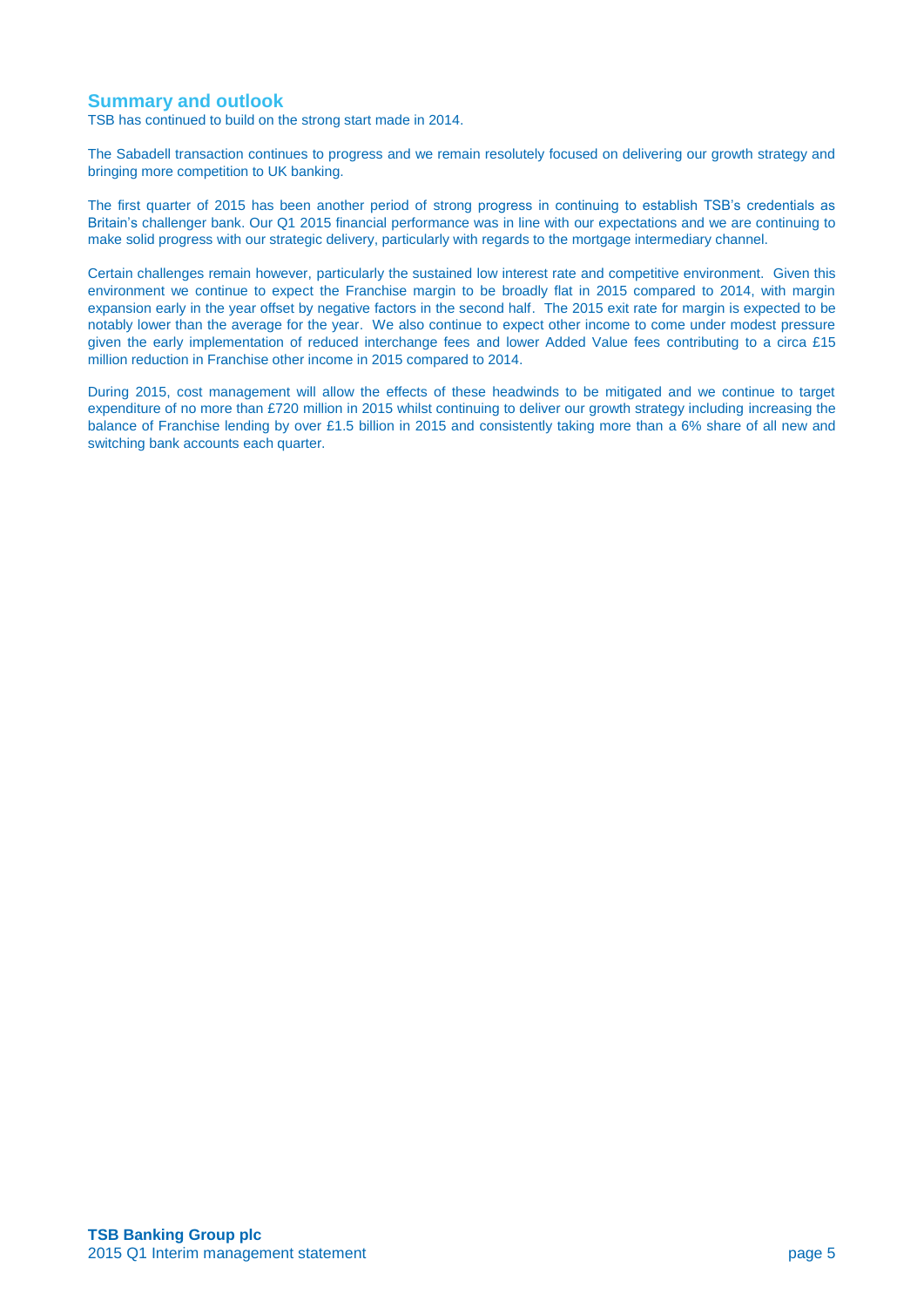## Summary and outlook

TSB has continued to build on the strong start made in 2014.

The Sabadell transaction continues to progress and we remain resolutely focused on delivering our growth strategy and bringing more competition to UK banking.

The first quarter of 2015 has been another period of strong progress in continuing to establish TSB's credentials as Britain's challenger bank. Our Q1 2015 financial performance was in line with our expectations and we are continuing to make solid progress with our strategic delivery, particularly with regards to the mortgage intermediary channel.

Certain challenges remain however, particularly the sustained low interest rate and competitive environment. Given this environment we continue to expect the Franchise margin to be broadly flat in 2015 compared to 2014, with margin expansion early in the year offset by negative factors in the second half. The 2015 exit rate for margin is expected to be notably lower than the average for the year. We also continue to expect other income to come under modest pressure given the early implementation of reduced interchange fees and lower Added Value fees contributing to a circa £15 million reduction in Franchise other income in 2015 compared to 2014.

During 2015, cost management will allow the effects of these headwinds to be mitigated and we continue to target expenditure of no more than £720 million in 2015 whilst continuing to deliver our growth strategy including increasing the balance of Franchise lending by over £1.5 billion in 2015 and consistently taking more than a 6% share of all new and switching bank accounts each quarter.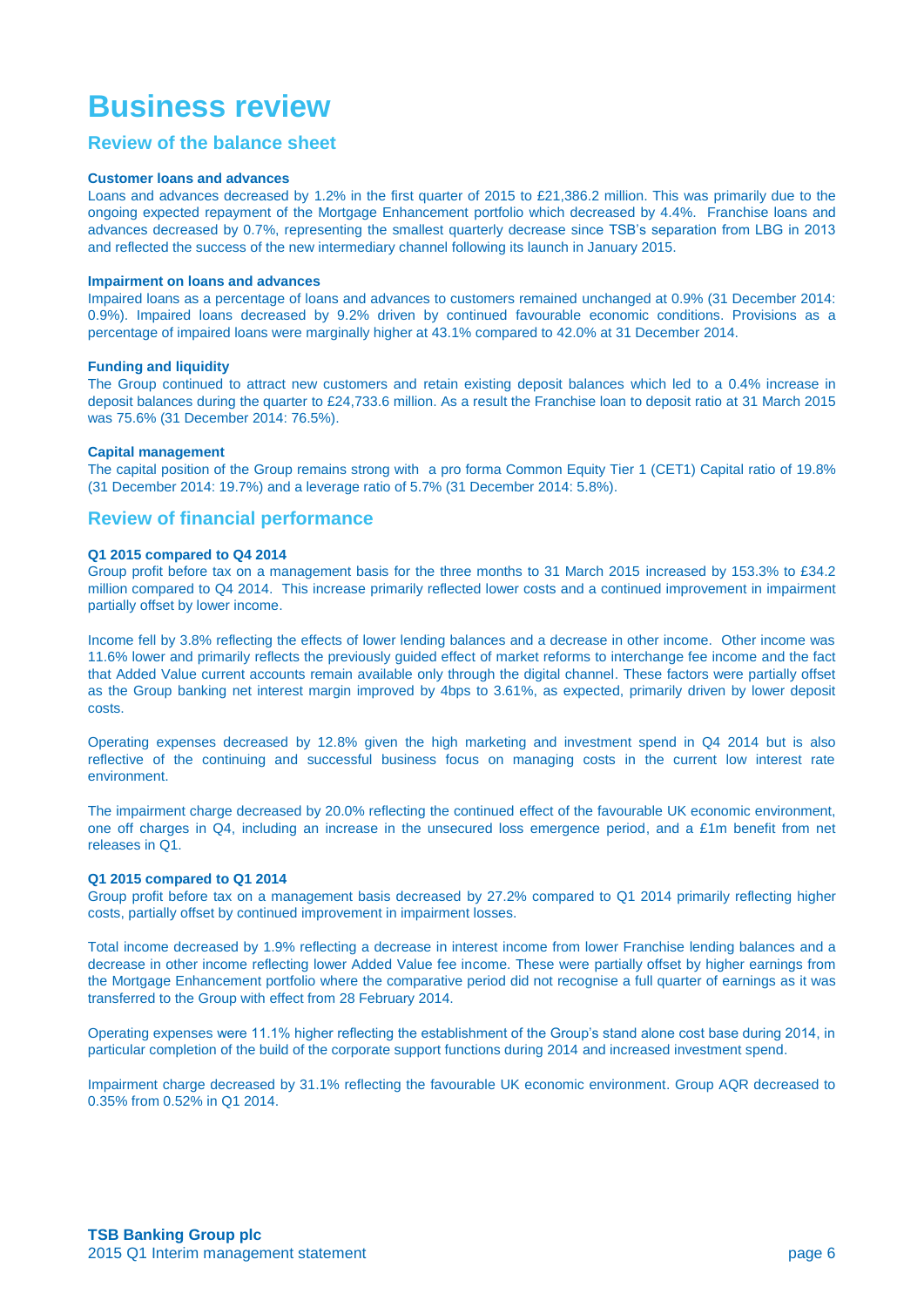# Business review

## Review of the balance sheet

**Customer loans and advances**

Loans and advances decreased by 1.2% in the first quarter of 2015 to £21,386.2 million. This was primarily due to the ongoing expected repayment of the Mortgage Enhancement portfolio which decreased by 4.4%. Franchise loans and advances decreased by 0.7%, representing the smallest quarterly decrease since TSB's separation from LBG in 2013 and reflected the success of the new intermediary channel following its launch in January 2015.

**Impairment on loans and advances**

Impaired loans as a percentage of loans and advances to customers remained unchanged at 0.9% (31 December 2014: 0.9%). Impaired loans decreased by 9.2% driven by continued favourable economic conditions. Provisions as a percentage of impaired loans were marginally higher at 43.1% compared to 42.0% at 31 December 2014.

**Funding and liquidity**

The Group continued to attract new customers and retain existing deposit balances which led to a 0.4% increase in deposit balances during the quarter to £24,733.6 million. As a result the Franchise loan to deposit ratio at 31 March 2015 was 75.6% (31 December 2014: 76.5%).

**Capital management**

The capital position of the Group remains strong with a pro forma Common Equity Tier 1 (CET1) Capital ratio of 19.8% (31 December 2014: 19.7%) and a leverage ratio of 5.7% (31 December 2014: 5.8%).

## Review of financial performance

**Q1 2015 compared to Q4 2014**

Group profit before tax on a management basis for the three months to 31 March 2015 increased by 153.3% to £34.2 million compared to Q4 2014. This increase primarily reflected lower costs and a continued improvement in impairment partially offset by lower income.

Income fell by 3.8% reflecting the effects of lower lending balances and a decrease in other income. Other income was 11.6% lower and primarily reflects the previously guided effect of market reforms to interchange fee income and the fact that Added Value current accounts remain available only through the digital channel. These factors were partially offset as the Group banking net interest margin improved by 4bps to 3.61%, as expected, primarily driven by lower deposit costs.

Operating expenses decreased by 12.8% given the high marketing and investment spend in Q4 2014 but is also reflective of the continuing and successful business focus on managing costs in the current low interest rate environment.

The impairment charge decreased by 20.0% reflecting the continued effect of the favourable UK economic environment, one off charges in Q4, including an increase in the unsecured loss emergence period, and a £1m benefit from net releases in Q1.

**Q1 2015 compared to Q1 2014**

Group profit before tax on a management basis decreased by 27.2% compared to Q1 2014 primarily reflecting higher costs, partially offset by continued improvement in impairment losses.

Total income decreased by 1.9% reflecting a decrease in interest income from lower Franchise lending balances and a decrease in other income reflecting lower Added Value fee income. These were partially offset by higher earnings from the Mortgage Enhancement portfolio where the comparative period did not recognise a full quarter of earnings as it was transferred to the Group with effect from 28 February 2014.

Operating expenses were 11.1% higher reflecting the establishment of the Group's stand alone cost base during 2014, in particular completion of the build of the corporate support functions during 2014 and increased investment spend.

Impairment charge decreased by 31.1% reflecting the favourable UK economic environment. Group AQR decreased to 0.35% from 0.52% in Q1 2014.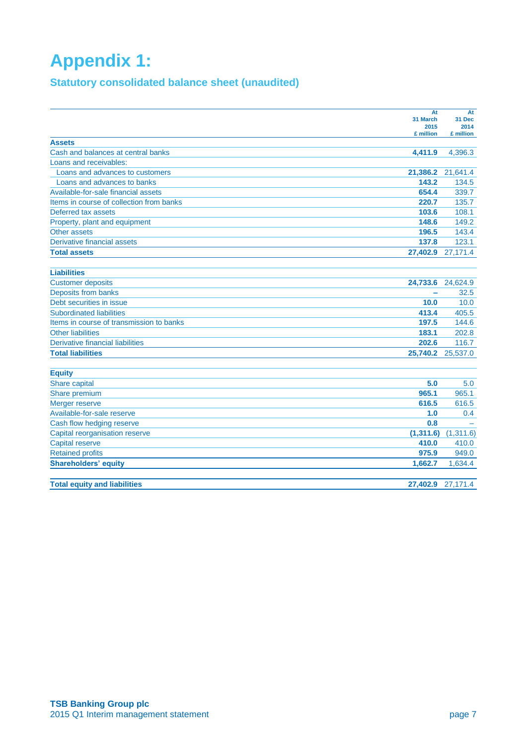# Appendix 1:

## Statutory consolidated balance sheet (unaudited)

| | At 31 March 2015 £ million | At 31 Dec 2014 £ million |
|---|---|---|
| **Assets** | | |
| Cash and balances at central banks | **4,411.9** | 4,396.3 |
| Loans and receivables: | | |
| Loans and advances to customers | **21,386.2** | 21,641.4 |
| Loans and advances to banks | **143.2** | 134.5 |
| Available-for-sale financial assets | **654.4** | 339.7 |
| Items in course of collection from banks | **220.7** | 135.7 |
| Deferred tax assets | **103.6** | 108.1 |
| Property, plant and equipment | **148.6** | 149.2 |
| Other assets | **196.5** | 143.4 |
| Derivative financial assets | **137.8** | 123.1 |
| **Total assets** | **27,402.9** | 27,171.4 |
| | | |
| **Liabilities** | | |
| Customer deposits | **24,733.6** | 24,624.9 |
| Deposits from banks | **–** | 32.5 |
| Debt securities in issue | **10.0** | 10.0 |
| Subordinated liabilities | **413.4** | 405.5 |
| Items in course of transmission to banks | **197.5** | 144.6 |
| Other liabilities | **183.1** | 202.8 |
| Derivative financial liabilities | **202.6** | 116.7 |
| **Total liabilities** | **25,740.2** | 25,537.0 |
| | | |
| **Equity** | | |
| Share capital | **5.0** | 5.0 |
| Share premium | **965.1** | 965.1 |
| Merger reserve | **616.5** | 616.5 |
| Available-for-sale reserve | **1.0** | 0.4 |
| Cash flow hedging reserve | **0.8** | – |
| Capital reorganisation reserve | **(1,311.6)** | (1,311.6) |
| Capital reserve | **410.0** | 410.0 |
| Retained profits | **975.9** | 949.0 |
| **Shareholders' equity** | **1,662.7** | 1,634.4 |
| | | |
| **Total equity and liabilities** | **27,402.9** | 27,171.4 |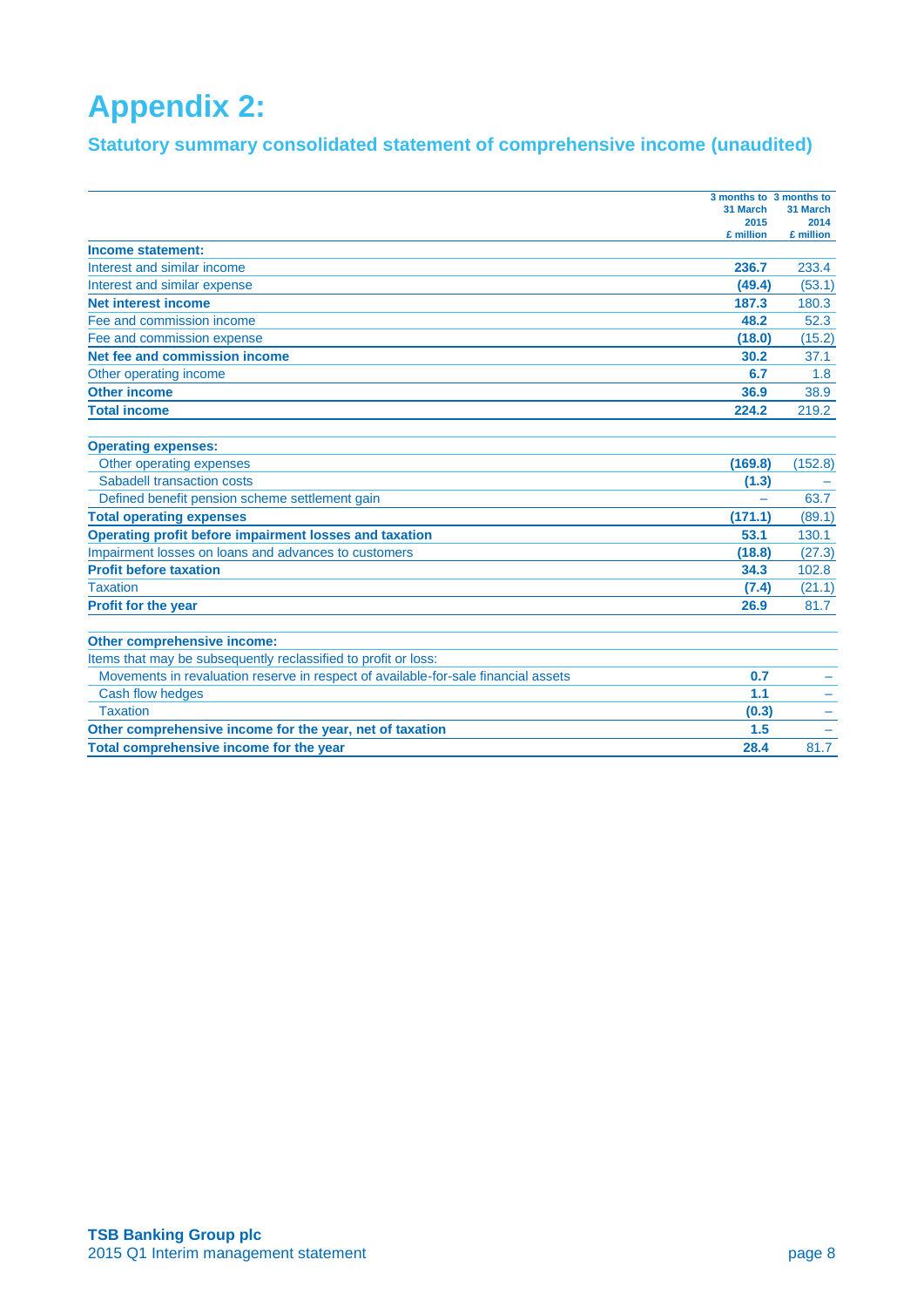# Appendix 2:

## Statutory summary consolidated statement of comprehensive income (unaudited)

| | 3 months to 31 March 2015 £ million | 3 months to 31 March 2014 £ million |
|---|---|---|
| **Income statement:** | | |
| Interest and similar income | **236.7** | 233.4 |
| Interest and similar expense | **(49.4)** | (53.1) |
| **Net interest income** | **187.3** | 180.3 |
| Fee and commission income | **48.2** | 52.3 |
| Fee and commission expense | **(18.0)** | (15.2) |
| **Net fee and commission income** | **30.2** | 37.1 |
| Other operating income | **6.7** | 1.8 |
| **Other income** | **36.9** | 38.9 |
| **Total income** | **224.2** | 219.2 |
| | | |
| **Operating expenses:** | | |
| Other operating expenses | **(169.8)** | (152.8) |
| Sabadell transaction costs | **(1.3)** | – |
| Defined benefit pension scheme settlement gain | **–** | 63.7 |
| **Total operating expenses** | **(171.1)** | (89.1) |
| **Operating profit before impairment losses and taxation** | **53.1** | 130.1 |
| Impairment losses on loans and advances to customers | **(18.8)** | (27.3) |
| **Profit before taxation** | **34.3** | 102.8 |
| Taxation | **(7.4)** | (21.1) |
| **Profit for the year** | **26.9** | 81.7 |
| | | |
| **Other comprehensive income:** | | |
| Items that may be subsequently reclassified to profit or loss: | | |
| Movements in revaluation reserve in respect of available-for-sale financial assets | **0.7** | – |
| Cash flow hedges | **1.1** | – |
| Taxation | **(0.3)** | – |
| **Other comprehensive income for the year, net of taxation** | **1.5** | – |
| **Total comprehensive income for the year** | **28.4** | 81.7 |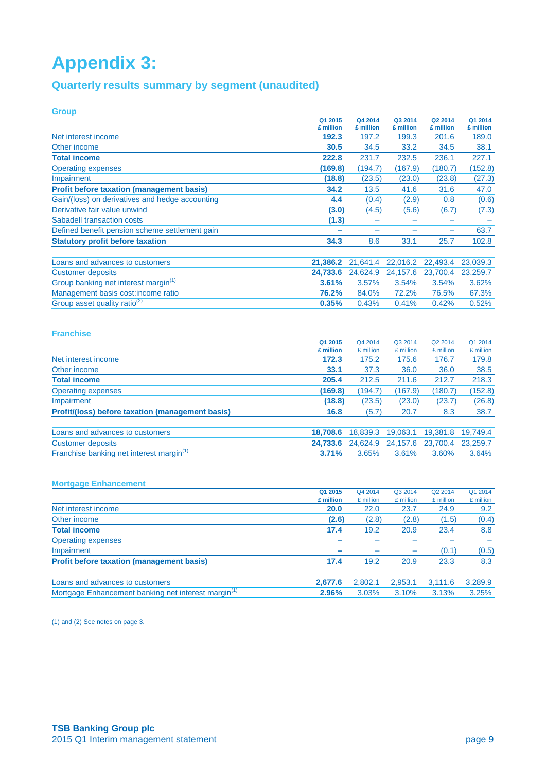# Appendix 3:

## Quarterly results summary by segment (unaudited)

### Group

| | Q1 2015 £ million | Q4 2014 £ million | Q3 2014 £ million | Q2 2014 £ million | Q1 2014 £ million |
|---|---|---|---|---|---|
| Net interest income | **192.3** | 197.2 | 199.3 | 201.6 | 189.0 |
| Other income | **30.5** | 34.5 | 33.2 | 34.5 | 38.1 |
| **Total income** | **222.8** | 231.7 | 232.5 | 236.1 | 227.1 |
| Operating expenses | **(169.8)** | (194.7) | (167.9) | (180.7) | (152.8) |
| Impairment | **(18.8)** | (23.5) | (23.0) | (23.8) | (27.3) |
| **Profit before taxation (management basis)** | **34.2** | 13.5 | 41.6 | 31.6 | 47.0 |
| Gain/(loss) on derivatives and hedge accounting | **4.4** | (0.4) | (2.9) | 0.8 | (0.6) |
| Derivative fair value unwind | **(3.0)** | (4.5) | (5.6) | (6.7) | (7.3) |
| Sabadell transaction costs | **(1.3)** | – | – | – | – |
| Defined benefit pension scheme settlement gain | **–** | – | – | – | 63.7 |
| **Statutory profit before taxation** | **34.3** | 8.6 | 33.1 | 25.7 | 102.8 |
| | | | | | |
| Loans and advances to customers | **21,386.2** | 21,641.4 | 22,016.2 | 22,493.4 | 23,039.3 |
| Customer deposits | **24,733.6** | 24,624.9 | 24,157.6 | 23,700.4 | 23,259.7 |
| Group banking net interest margin(1) | **3.61%** | 3.57% | 3.54% | 3.54% | 3.62% |
| Management basis cost:income ratio | **76.2%** | 84.0% | 72.2% | 76.5% | 67.3% |
| Group asset quality ratio(2) | **0.35%** | 0.43% | 0.41% | 0.42% | 0.52% |

### Franchise

| | Q1 2015 £ million | Q4 2014 £ million | Q3 2014 £ million | Q2 2014 £ million | Q1 2014 £ million |
|---|---|---|---|---|---|
| Net interest income | **172.3** | 175.2 | 175.6 | 176.7 | 179.8 |
| Other income | **33.1** | 37.3 | 36.0 | 36.0 | 38.5 |
| **Total income** | **205.4** | 212.5 | 211.6 | 212.7 | 218.3 |
| Operating expenses | **(169.8)** | (194.7) | (167.9) | (180.7) | (152.8) |
| Impairment | **(18.8)** | (23.5) | (23.0) | (23.7) | (26.8) |
| **Profit/(loss) before taxation (management basis)** | **16.8** | (5.7) | 20.7 | 8.3 | 38.7 |
| | | | | | |
| Loans and advances to customers | **18,708.6** | 18,839.3 | 19,063.1 | 19,381.8 | 19,749.4 |
| Customer deposits | **24,733.6** | 24,624.9 | 24,157.6 | 23,700.4 | 23,259.7 |
| Franchise banking net interest margin(1) | **3.71%** | 3.65% | 3.61% | 3.60% | 3.64% |

### Mortgage Enhancement

| | Q1 2015 £ million | Q4 2014 £ million | Q3 2014 £ million | Q2 2014 £ million | Q1 2014 £ million |
|---|---|---|---|---|---|
| Net interest income | **20.0** | 22.0 | 23.7 | 24.9 | 9.2 |
| Other income | **(2.6)** | (2.8) | (2.8) | (1.5) | (0.4) |
| **Total income** | **17.4** | 19.2 | 20.9 | 23.4 | 8.8 |
| Operating expenses | **–** | – | – | – | – |
| Impairment | **–** | – | – | (0.1) | (0.5) |
| **Profit before taxation (management basis)** | **17.4** | 19.2 | 20.9 | 23.3 | 8.3 |
| | | | | | |
| Loans and advances to customers | **2,677.6** | 2,802.1 | 2,953.1 | 3,111.6 | 3,289.9 |
| Mortgage Enhancement banking net interest margin(1) | **2.96%** | 3.03% | 3.10% | 3.13% | 3.25% |

(1) and (2) See notes on page 3.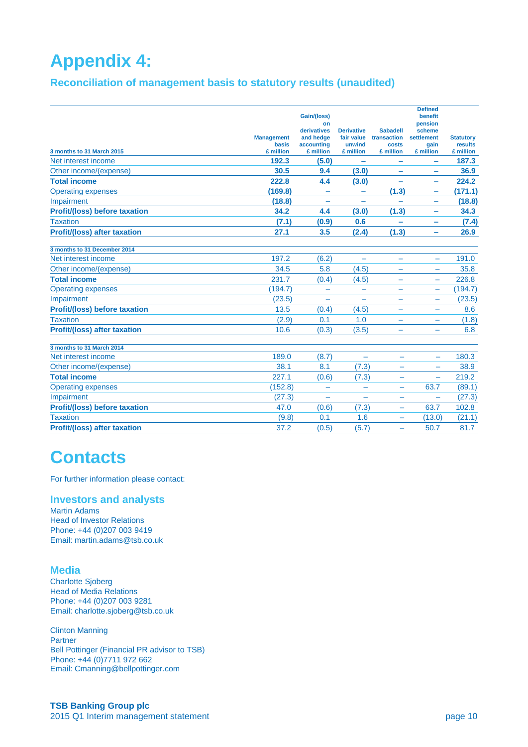# Appendix 4:

## Reconciliation of management basis to statutory results (unaudited)

| 3 months to 31 March 2015 | Management basis £ million | Gain/(loss) on derivatives and hedge accounting £ million | Derivative fair value unwind £ million | Sabadell transaction costs £ million | Defined benefit pension scheme settlement gain £ million | Statutory results £ million |
|---|---|---|---|---|---|---|
| Net interest income | **192.3** | **(5.0)** | **–** | **–** | **–** | **187.3** |
| Other income/(expense) | **30.5** | **9.4** | **(3.0)** | **–** | **–** | **36.9** |
| **Total income** | **222.8** | **4.4** | **(3.0)** | **–** | **–** | **224.2** |
| Operating expenses | **(169.8)** | **–** | **–** | **(1.3)** | **–** | **(171.1)** |
| Impairment | **(18.8)** | **–** | **–** | **–** | **–** | **(18.8)** |
| **Profit/(loss) before taxation** | **34.2** | **4.4** | **(3.0)** | **(1.3)** | **–** | **34.3** |
| Taxation | **(7.1)** | **(0.9)** | **0.6** | **–** | **–** | **(7.4)** |
| **Profit/(loss) after taxation** | **27.1** | **3.5** | **(2.4)** | **(1.3)** | **–** | **26.9** |
| **3 months to 31 December 2014** | | | | | | |
| Net interest income | 197.2 | (6.2) | – | – | – | 191.0 |
| Other income/(expense) | 34.5 | 5.8 | (4.5) | – | – | 35.8 |
| **Total income** | 231.7 | (0.4) | (4.5) | – | – | 226.8 |
| Operating expenses | (194.7) | – | – | – | – | (194.7) |
| Impairment | (23.5) | – | – | – | – | (23.5) |
| **Profit/(loss) before taxation** | 13.5 | (0.4) | (4.5) | – | – | 8.6 |
| Taxation | (2.9) | 0.1 | 1.0 | – | – | (1.8) |
| **Profit/(loss) after taxation** | 10.6 | (0.3) | (3.5) | – | – | 6.8 |
| **3 months to 31 March 2014** | | | | | | |
| Net interest income | 189.0 | (8.7) | – | – | – | 180.3 |
| Other income/(expense) | 38.1 | 8.1 | (7.3) | – | – | 38.9 |
| **Total income** | 227.1 | (0.6) | (7.3) | – | – | 219.2 |
| Operating expenses | (152.8) | – | – | – | 63.7 | (89.1) |
| Impairment | (27.3) | – | – | – | – | (27.3) |
| **Profit/(loss) before taxation** | 47.0 | (0.6) | (7.3) | – | 63.7 | 102.8 |
| Taxation | (9.8) | 0.1 | 1.6 | – | (13.0) | (21.1) |
| **Profit/(loss) after taxation** | 37.2 | (0.5) | (5.7) | – | 50.7 | 81.7 |

# Contacts

For further information please contact:

## Investors and analysts

Martin Adams
Head of Investor Relations
Phone: +44 (0)207 003 9419
Email: martin.adams@tsb.co.uk

## Media

Charlotte Sjoberg
Head of Media Relations
Phone: +44 (0)207 003 9281
Email: charlotte.sjoberg@tsb.co.uk

Clinton Manning
Partner
Bell Pottinger (Financial PR advisor to TSB)
Phone: +44 (0)7711 972 662
Email: Cmanning@bellpottinger.com